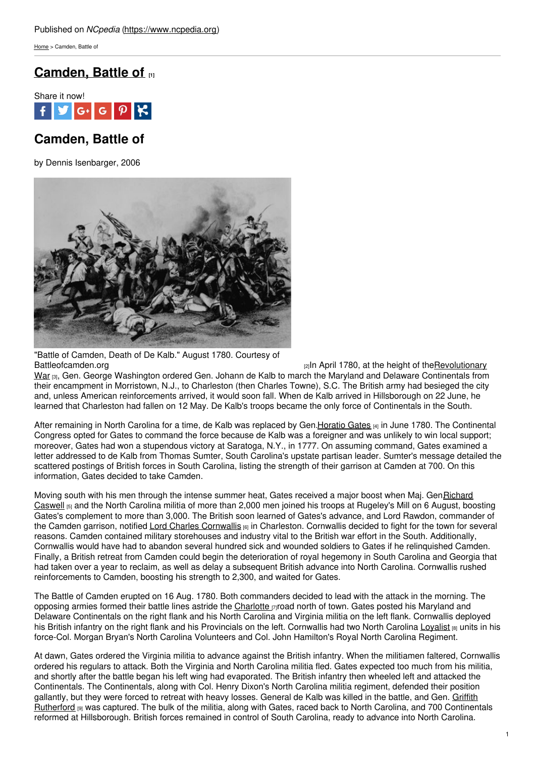Published on *NCpedia* (https://www.ncpedia.org)

Home > Camden, Battle of

# Camden, Battle of [1]

Share it now!

## Camden, Battle of

by Dennis Isenbarger, 2006

"Battle of Camden, Death of De Kalb." August 1780. Courtesy of Battleofcamden.org [2]

In April 1780, at the height of the Revolutionary War [3], Gen. George Washington ordered Gen. Johann de Kalb to march the Maryland and Delaware Continentals from their encampment in Morristown, N.J., to Charleston (then Charles Towne), S.C. The British army had besieged the city and, unless American reinforcements arrived, it would soon fall. When de Kalb arrived in Hillsborough on 22 June, he learned that Charleston had fallen on 12 May. De Kalb's troops became the only force of Continentals in the South.

After remaining in North Carolina for a time, de Kalb was replaced by Gen. Horatio Gates [4] in June 1780. The Continental Congress opted for Gates to command the force because de Kalb was a foreigner and was unlikely to win local support; moreover, Gates had won a stupendous victory at Saratoga, N.Y., in 1777. On assuming command, Gates examined a letter addressed to de Kalb from Thomas Sumter, South Carolina's upstate partisan leader. Sumter's message detailed the scattered postings of British forces in South Carolina, listing the strength of their garrison at Camden at 700. On this information, Gates decided to take Camden.

Moving south with his men through the intense summer heat, Gates received a major boost when Maj. Gen Richard Caswell [5] and the North Carolina militia of more than 2,000 men joined his troops at Rugeley's Mill on 6 August, boosting Gates's complement to more than 3,000. The British soon learned of Gates's advance, and Lord Rawdon, commander of the Camden garrison, notified Lord Charles Cornwallis [6] in Charleston. Cornwallis decided to fight for the town for several reasons. Camden contained military storehouses and industry vital to the British war effort in the South. Additionally, Cornwallis would have had to abandon several hundred sick and wounded soldiers to Gates if he relinquished Camden. Finally, a British retreat from Camden could begin the deterioration of royal hegemony in South Carolina and Georgia that had taken over a year to reclaim, as well as delay a subsequent British advance into North Carolina. Cornwallis rushed reinforcements to Camden, boosting his strength to 2,300, and waited for Gates.

The Battle of Camden erupted on 16 Aug. 1780. Both commanders decided to lead with the attack in the morning. The opposing armies formed their battle lines astride the Charlotte [7] road north of town. Gates posted his Maryland and Delaware Continentals on the right flank and his North Carolina and Virginia militia on the left flank. Cornwallis deployed his British infantry on the right flank and his Provincials on the left. Cornwallis had two North Carolina Loyalist [8] units in his force-Col. Morgan Bryan's North Carolina Volunteers and Col. John Hamilton's Royal North Carolina Regiment.

At dawn, Gates ordered the Virginia militia to advance against the British infantry. When the militiamen faltered, Cornwallis ordered his regulars to attack. Both the Virginia and North Carolina militia fled. Gates expected too much from his militia, and shortly after the battle began his left wing had evaporated. The British infantry then wheeled left and attacked the Continentals. The Continentals, along with Col. Henry Dixon's North Carolina militia regiment, defended their position gallantly, but they were forced to retreat with heavy losses. General de Kalb was killed in the battle, and Gen. Griffith Rutherford [9] was captured. The bulk of the militia, along with Gates, raced back to North Carolina, and 700 Continentals reformed at Hillsborough. British forces remained in control of South Carolina, ready to advance into North Carolina.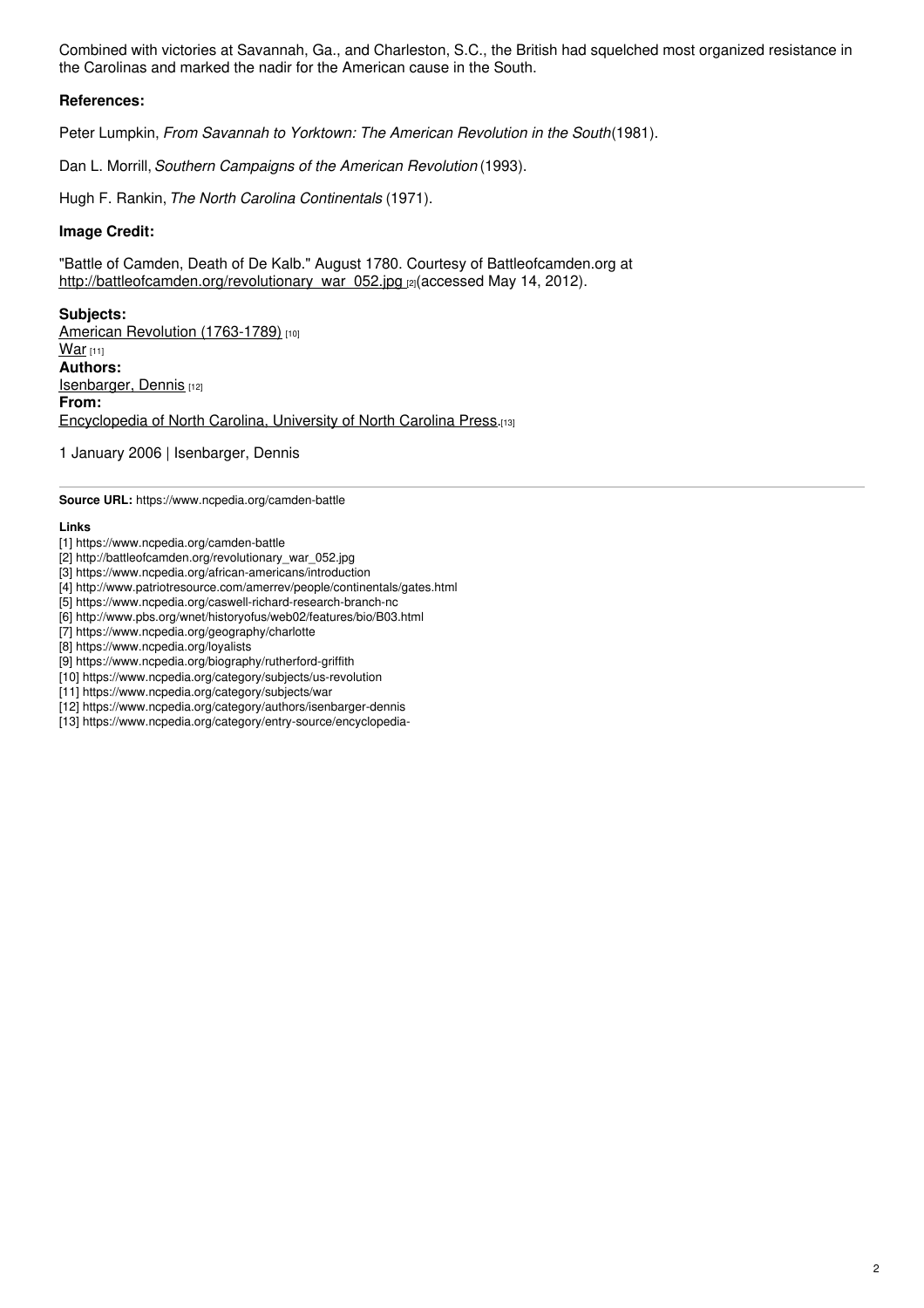Combined with victories at Savannah, Ga., and Charleston, S.C., the British had squelched most organized resistance in the Carolinas and marked the nadir for the American cause in the South.

**References:**

Peter Lumpkin, *From Savannah to Yorktown: The American Revolution in the South*(1981).

Dan L. Morrill, *Southern Campaigns of the American Revolution* (1993).

Hugh F. Rankin, *The North Carolina Continentals* (1971).

**Image Credit:**

"Battle of Camden, Death of De Kalb." August 1780. Courtesy of Battleofcamden.org at http://battleofcamden.org/revolutionary_war_052.jpg [2](accessed May 14, 2012).

**Subjects:**
American Revolution (1763-1789) [10]
War [11]
**Authors:**
Isenbarger, Dennis [12]
**From:**
Encyclopedia of North Carolina, University of North Carolina Press.[13]

1 January 2006 | Isenbarger, Dennis

**Source URL:** https://www.ncpedia.org/camden-battle

**Links**

[1] https://www.ncpedia.org/camden-battle
[2] http://battleofcamden.org/revolutionary_war_052.jpg
[3] https://www.ncpedia.org/african-americans/introduction
[4] http://www.patriotresource.com/amerrev/people/continentals/gates.html
[5] https://www.ncpedia.org/caswell-richard-research-branch-nc
[6] http://www.pbs.org/wnet/historyofus/web02/features/bio/B03.html
[7] https://www.ncpedia.org/geography/charlotte
[8] https://www.ncpedia.org/loyalists
[9] https://www.ncpedia.org/biography/rutherford-griffith
[10] https://www.ncpedia.org/category/subjects/us-revolution
[11] https://www.ncpedia.org/category/subjects/war
[12] https://www.ncpedia.org/category/authors/isenbarger-dennis
[13] https://www.ncpedia.org/category/entry-source/encyclopedia-